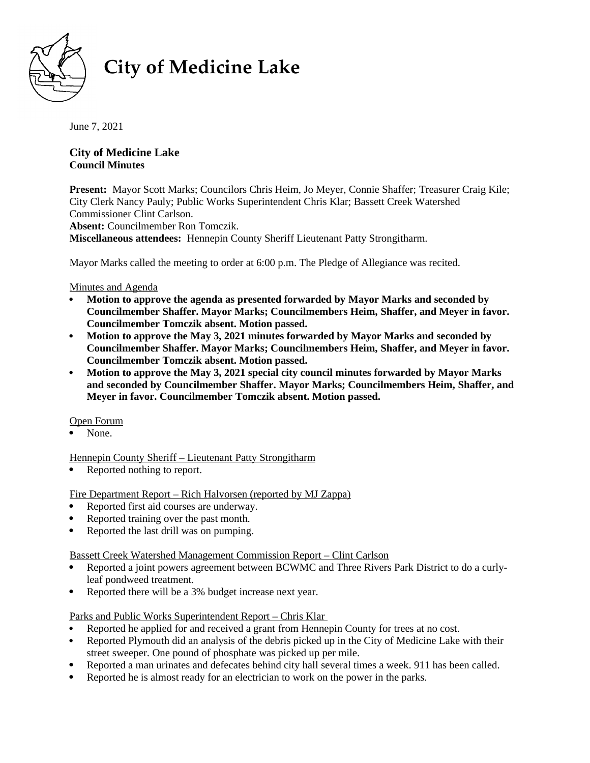# City of Medicine Lake

June 7, 2021

**City of Medicine Lake**
**Council Minutes**

**Present:** Mayor Scott Marks; Councilors Chris Heim, Jo Meyer, Connie Shaffer; Treasurer Craig Kile; City Clerk Nancy Pauly; Public Works Superintendent Chris Klar; Bassett Creek Watershed Commissioner Clint Carlson.
**Absent:** Councilmember Ron Tomczik.
**Miscellaneous attendees:** Hennepin County Sheriff Lieutenant Patty Strongitharm.

Mayor Marks called the meeting to order at 6:00 p.m. The Pledge of Allegiance was recited.

Minutes and Agenda

- **Motion to approve the agenda as presented forwarded by Mayor Marks and seconded by Councilmember Shaffer. Mayor Marks; Councilmembers Heim, Shaffer, and Meyer in favor. Councilmember Tomczik absent. Motion passed.**
- **Motion to approve the May 3, 2021 minutes forwarded by Mayor Marks and seconded by Councilmember Shaffer. Mayor Marks; Councilmembers Heim, Shaffer, and Meyer in favor. Councilmember Tomczik absent. Motion passed.**
- **Motion to approve the May 3, 2021 special city council minutes forwarded by Mayor Marks and seconded by Councilmember Shaffer. Mayor Marks; Councilmembers Heim, Shaffer, and Meyer in favor. Councilmember Tomczik absent. Motion passed.**

Open Forum

- None.

Hennepin County Sheriff – Lieutenant Patty Strongitharm

- Reported nothing to report.

Fire Department Report – Rich Halvorsen (reported by MJ Zappa)

- Reported first aid courses are underway.
- Reported training over the past month.
- Reported the last drill was on pumping.

Bassett Creek Watershed Management Commission Report – Clint Carlson

- Reported a joint powers agreement between BCWMC and Three Rivers Park District to do a curly-leaf pondweed treatment.
- Reported there will be a 3% budget increase next year.

Parks and Public Works Superintendent Report – Chris Klar

- Reported he applied for and received a grant from Hennepin County for trees at no cost.
- Reported Plymouth did an analysis of the debris picked up in the City of Medicine Lake with their street sweeper. One pound of phosphate was picked up per mile.
- Reported a man urinates and defecates behind city hall several times a week. 911 has been called.
- Reported he is almost ready for an electrician to work on the power in the parks.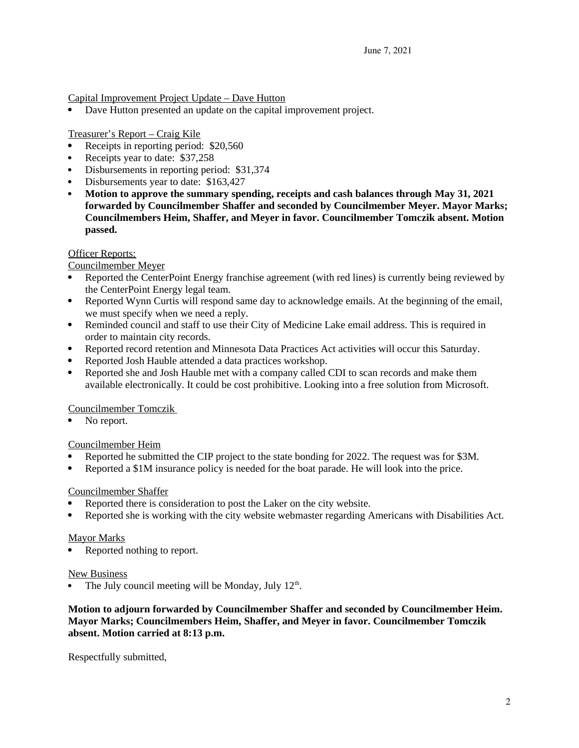June 7, 2021

Capital Improvement Project Update – Dave Hutton

- Dave Hutton presented an update on the capital improvement project.

Treasurer's Report – Craig Kile

- Receipts in reporting period: $20,560
- Receipts year to date: $37,258
- Disbursements in reporting period: $31,374
- Disbursements year to date: $163,427
- **Motion to approve the summary spending, receipts and cash balances through May 31, 2021 forwarded by Councilmember Shaffer and seconded by Councilmember Meyer. Mayor Marks; Councilmembers Heim, Shaffer, and Meyer in favor. Councilmember Tomczik absent. Motion passed.**

Officer Reports:

Councilmember Meyer

- Reported the CenterPoint Energy franchise agreement (with red lines) is currently being reviewed by the CenterPoint Energy legal team.
- Reported Wynn Curtis will respond same day to acknowledge emails. At the beginning of the email, we must specify when we need a reply.
- Reminded council and staff to use their City of Medicine Lake email address. This is required in order to maintain city records.
- Reported record retention and Minnesota Data Practices Act activities will occur this Saturday.
- Reported Josh Hauble attended a data practices workshop.
- Reported she and Josh Hauble met with a company called CDI to scan records and make them available electronically. It could be cost prohibitive. Looking into a free solution from Microsoft.

Councilmember Tomczik

- No report.

Councilmember Heim

- Reported he submitted the CIP project to the state bonding for 2022. The request was for $3M.
- Reported a $1M insurance policy is needed for the boat parade. He will look into the price.

Councilmember Shaffer

- Reported there is consideration to post the Laker on the city website.
- Reported she is working with the city website webmaster regarding Americans with Disabilities Act.

Mayor Marks

- Reported nothing to report.

New Business

- The July council meeting will be Monday, July 12th.

**Motion to adjourn forwarded by Councilmember Shaffer and seconded by Councilmember Heim. Mayor Marks; Councilmembers Heim, Shaffer, and Meyer in favor. Councilmember Tomczik absent. Motion carried at 8:13 p.m.**

Respectfully submitted,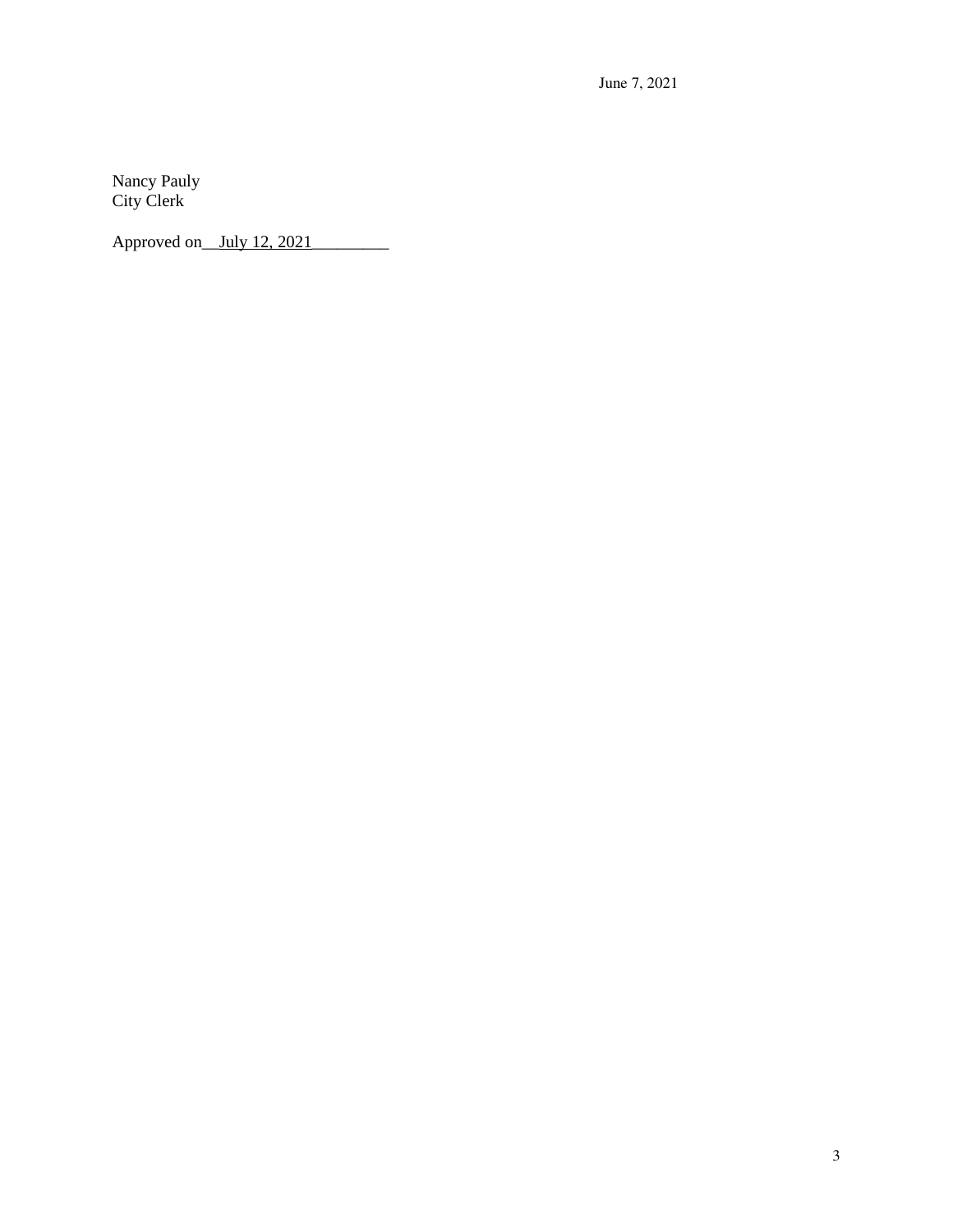Nancy Pauly
City Clerk

Approved on__July 12, 2021_________